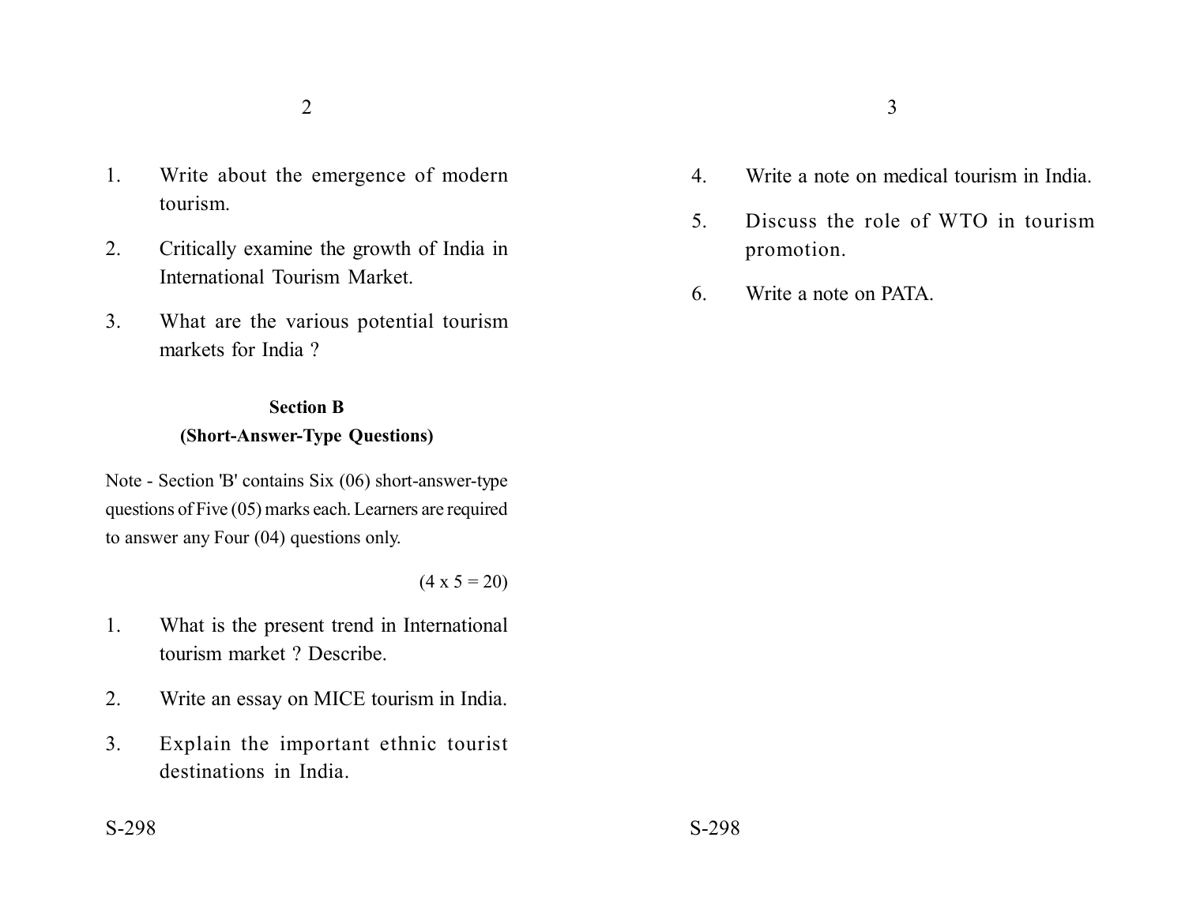1. Write about the emergence of modern tourism.
2. Critically examine the growth of India in International Tourism Market.
3. What are the various potential tourism markets for India ?

## Section B

### (Short-Answer-Type Questions)

Note - Section 'B' contains Six (06) short-answer-type questions of Five (05) marks each. Learners are required to answer any Four (04) questions only.

(4 x 5 = 20)

1. What is the present trend in International tourism market ? Describe.
2. Write an essay on MICE tourism in India.
3. Explain the important ethnic tourist destinations in India.
4. Write a note on medical tourism in India.
5. Discuss the role of WTO in tourism promotion.
6. Write a note on PATA.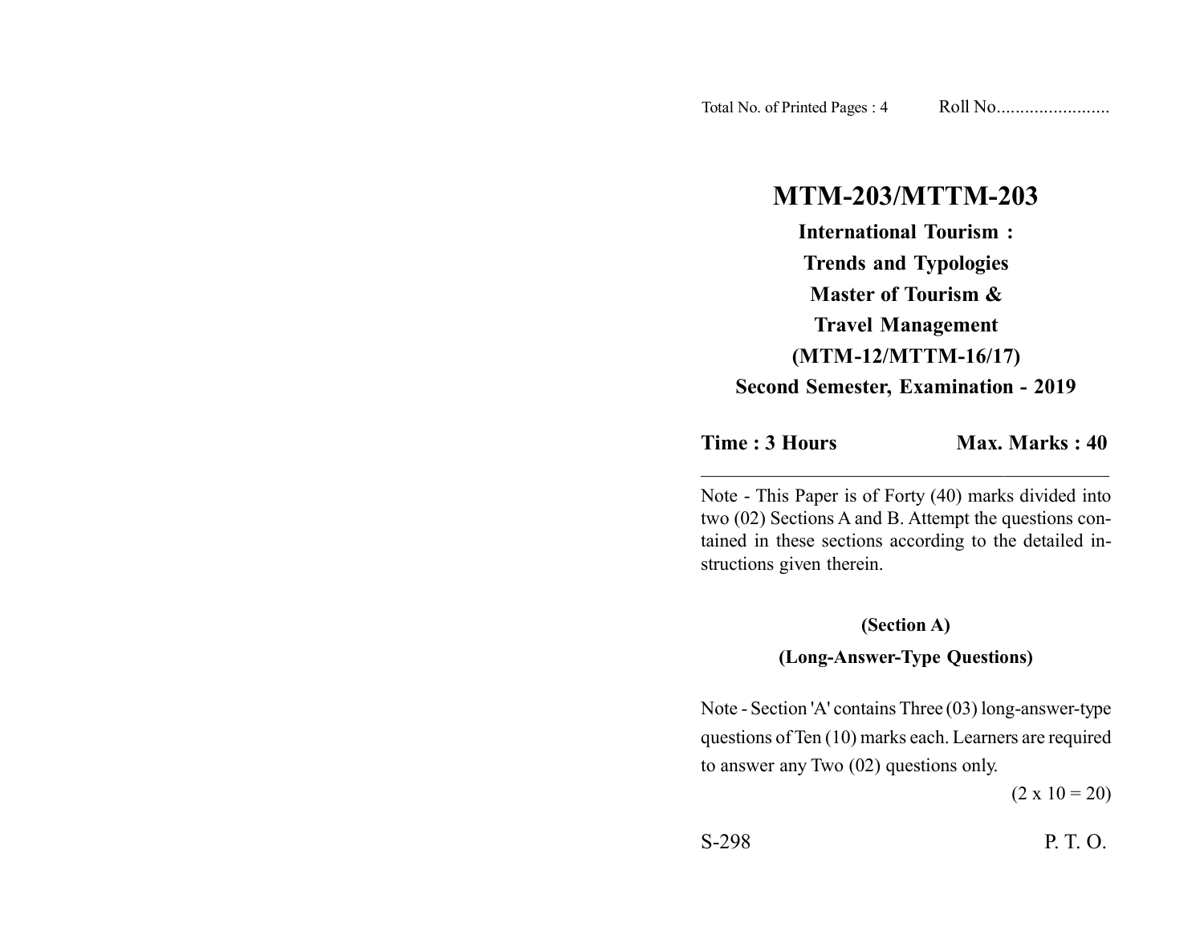Roll No.......................

# MTM-203/MTTM-203

## International Tourism : Trends and Typologies

## Master of Tourism & Travel Management

## (MTM-12/MTTM-16/17)

## Second Semester, Examination - 2019

**Time : 3 Hours** **Max. Marks : 40**

---

Note - This Paper is of Forty (40) marks divided into two (02) Sections A and B. Attempt the questions contained in these sections according to the detailed instructions given therein.

### (Section A)

### (Long-Answer-Type Questions)

Note - Section 'A' contains Three (03) long-answer-type questions of Ten (10) marks each. Learners are required to answer any Two (02) questions only.

(2 x 10 = 20)

S-298 P. T. O.